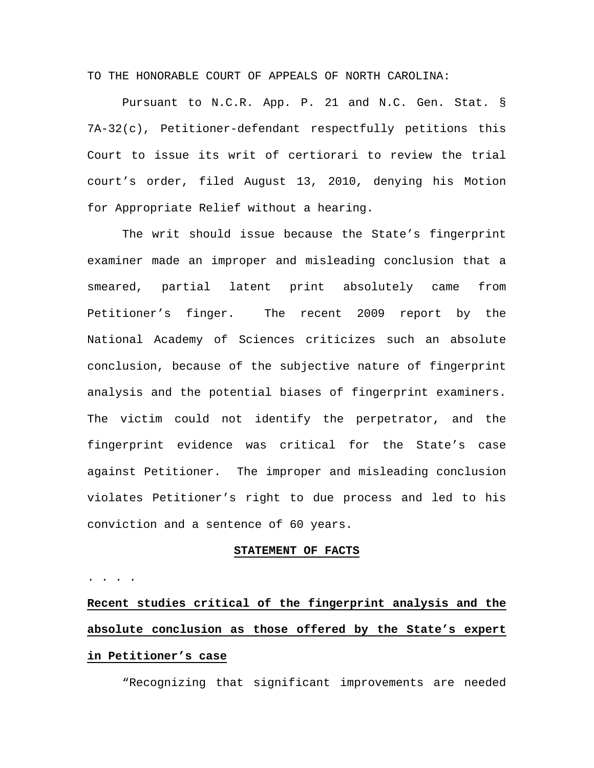TO THE HONORABLE COURT OF APPEALS OF NORTH CAROLINA:

Pursuant to N.C.R. App. P. 21 and N.C. Gen. Stat. § 7A-32(c), Petitioner-defendant respectfully petitions this Court to issue its writ of certiorari to review the trial court's order, filed August 13, 2010, denying his Motion for Appropriate Relief without a hearing.

The writ should issue because the State's fingerprint examiner made an improper and misleading conclusion that a smeared, partial latent print absolutely came from Petitioner's finger. The recent 2009 report by the National Academy of Sciences criticizes such an absolute conclusion, because of the subjective nature of fingerprint analysis and the potential biases of fingerprint examiners. The victim could not identify the perpetrator, and the fingerprint evidence was critical for the State's case against Petitioner. The improper and misleading conclusion violates Petitioner's right to due process and led to his conviction and a sentence of 60 years.

**STATEMENT OF FACTS**

. . . .

**Recent studies critical of the fingerprint analysis and the absolute conclusion as those offered by the State's expert in Petitioner's case**

"Recognizing that significant improvements are needed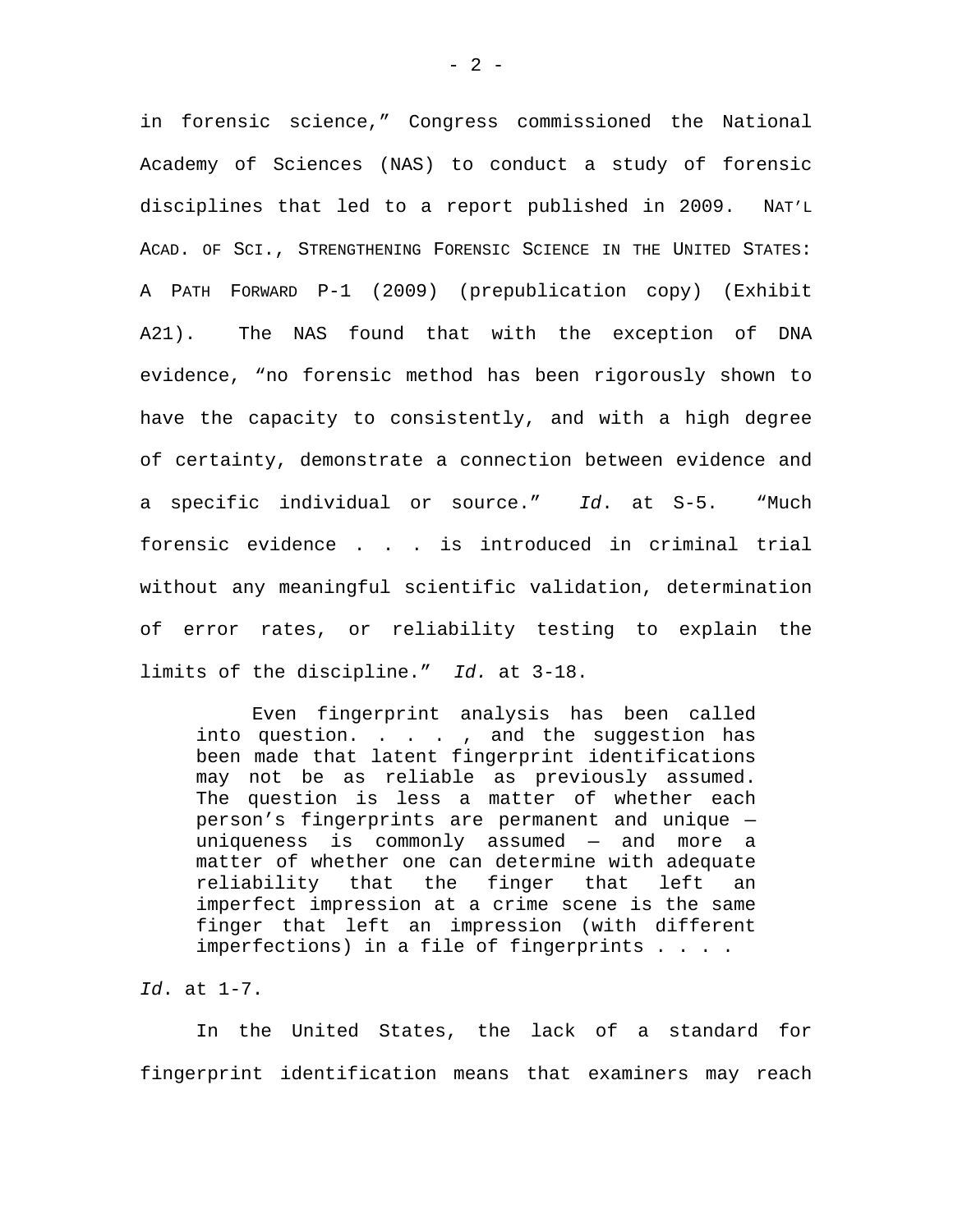in forensic science," Congress commissioned the National Academy of Sciences (NAS) to conduct a study of forensic disciplines that led to a report published in 2009. NAT'L ACAD. OF SCI., STRENGTHENING FORENSIC SCIENCE IN THE UNITED STATES: A PATH FORWARD P-1 (2009) (prepublication copy) (Exhibit A21). The NAS found that with the exception of DNA evidence, "no forensic method has been rigorously shown to have the capacity to consistently, and with a high degree of certainty, demonstrate a connection between evidence and a specific individual or source." *Id*. at S-5. "Much forensic evidence . . . is introduced in criminal trial without any meaningful scientific validation, determination of error rates, or reliability testing to explain the limits of the discipline." *Id.* at 3-18.

> Even fingerprint analysis has been called into question. . . . , and the suggestion has been made that latent fingerprint identifications may not be as reliable as previously assumed. The question is less a matter of whether each person's fingerprints are permanent and unique — uniqueness is commonly assumed — and more a matter of whether one can determine with adequate reliability that the finger that left an imperfect impression at a crime scene is the same finger that left an impression (with different imperfections) in a file of fingerprints . . . .

*Id*. at 1-7.

In the United States, the lack of a standard for fingerprint identification means that examiners may reach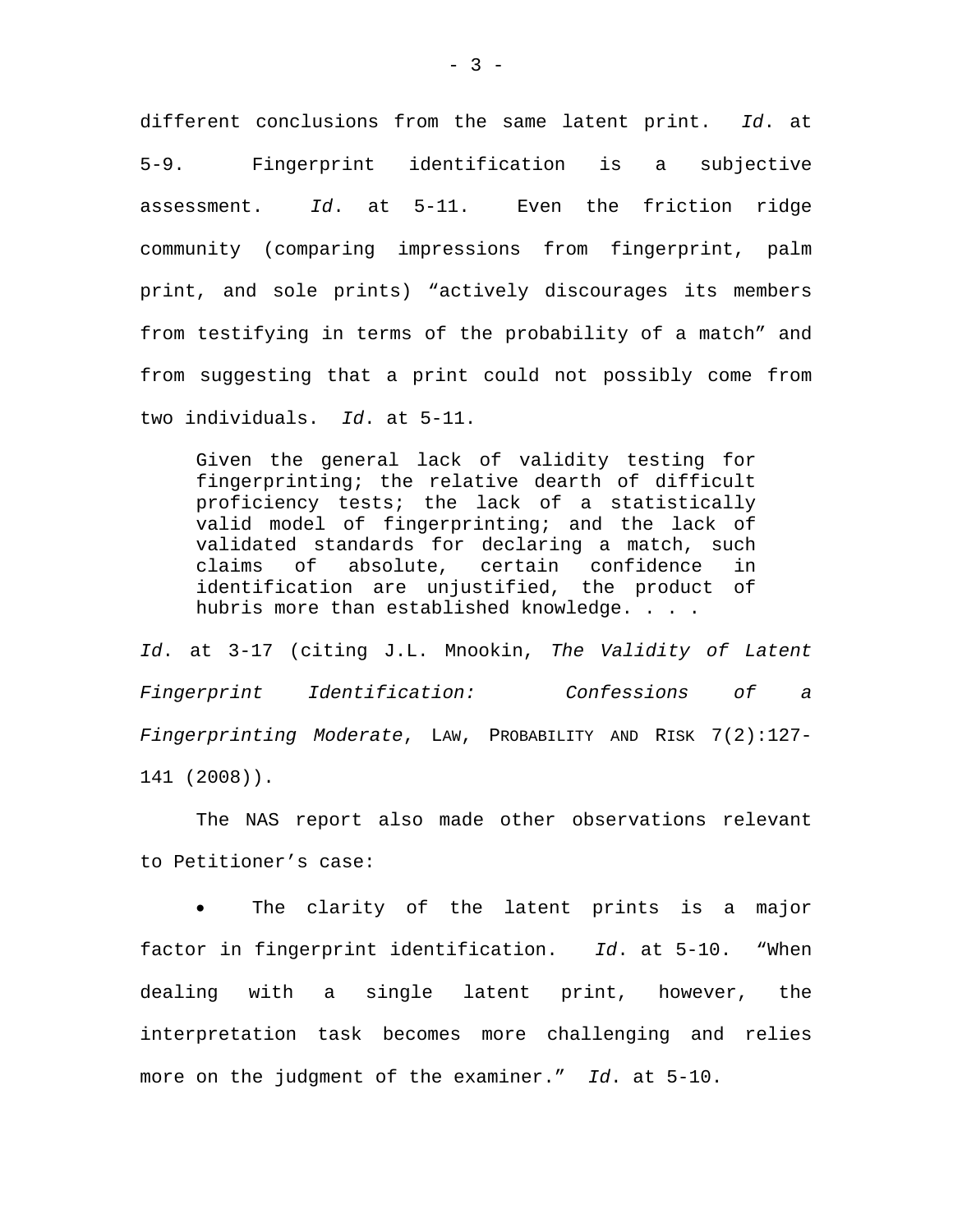different conclusions from the same latent print. *Id*. at 5-9. Fingerprint identification is a subjective assessment. *Id*. at 5-11. Even the friction ridge community (comparing impressions from fingerprint, palm print, and sole prints) "actively discourages its members from testifying in terms of the probability of a match" and from suggesting that a print could not possibly come from two individuals. *Id*. at 5-11.

> Given the general lack of validity testing for fingerprinting; the relative dearth of difficult proficiency tests; the lack of a statistically valid model of fingerprinting; and the lack of validated standards for declaring a match, such claims of absolute, certain confidence in identification are unjustified, the product of hubris more than established knowledge. . . .

*Id*. at 3-17 (citing J.L. Mnookin, *The Validity of Latent Fingerprint Identification: Confessions of a Fingerprinting Moderate*, LAW, PROBABILITY AND RISK 7(2):127-141 (2008)).

The NAS report also made other observations relevant to Petitioner's case:

- The clarity of the latent prints is a major factor in fingerprint identification. *Id*. at 5-10. "When dealing with a single latent print, however, the interpretation task becomes more challenging and relies more on the judgment of the examiner." *Id*. at 5-10.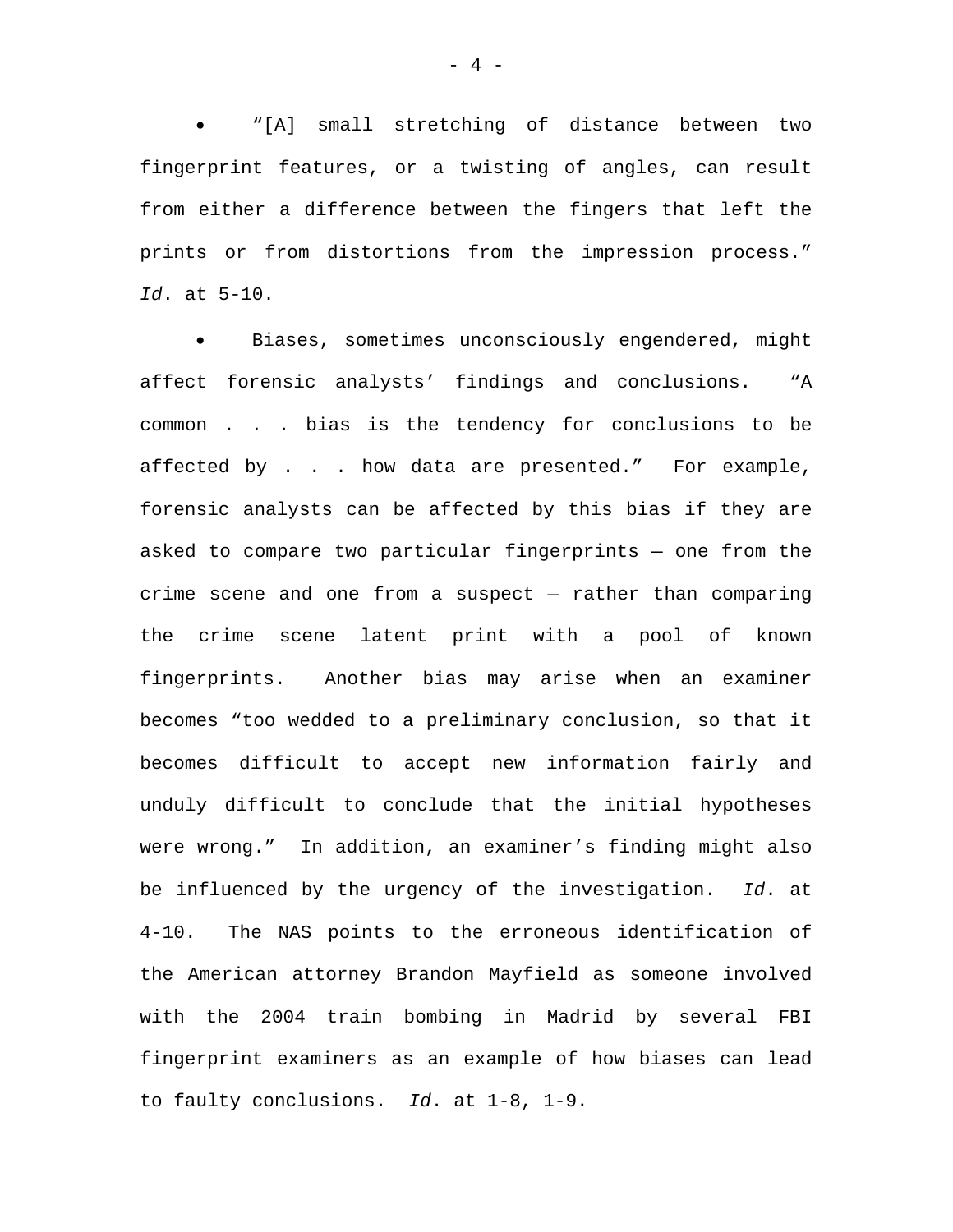- "[A] small stretching of distance between two fingerprint features, or a twisting of angles, can result from either a difference between the fingers that left the prints or from distortions from the impression process." *Id*. at 5-10.

- Biases, sometimes unconsciously engendered, might affect forensic analysts' findings and conclusions. "A common . . . bias is the tendency for conclusions to be affected by . . . how data are presented." For example, forensic analysts can be affected by this bias if they are asked to compare two particular fingerprints — one from the crime scene and one from a suspect — rather than comparing the crime scene latent print with a pool of known fingerprints. Another bias may arise when an examiner becomes "too wedded to a preliminary conclusion, so that it becomes difficult to accept new information fairly and unduly difficult to conclude that the initial hypotheses were wrong." In addition, an examiner's finding might also be influenced by the urgency of the investigation. *Id*. at 4-10. The NAS points to the erroneous identification of the American attorney Brandon Mayfield as someone involved with the 2004 train bombing in Madrid by several FBI fingerprint examiners as an example of how biases can lead to faulty conclusions. *Id*. at 1-8, 1-9.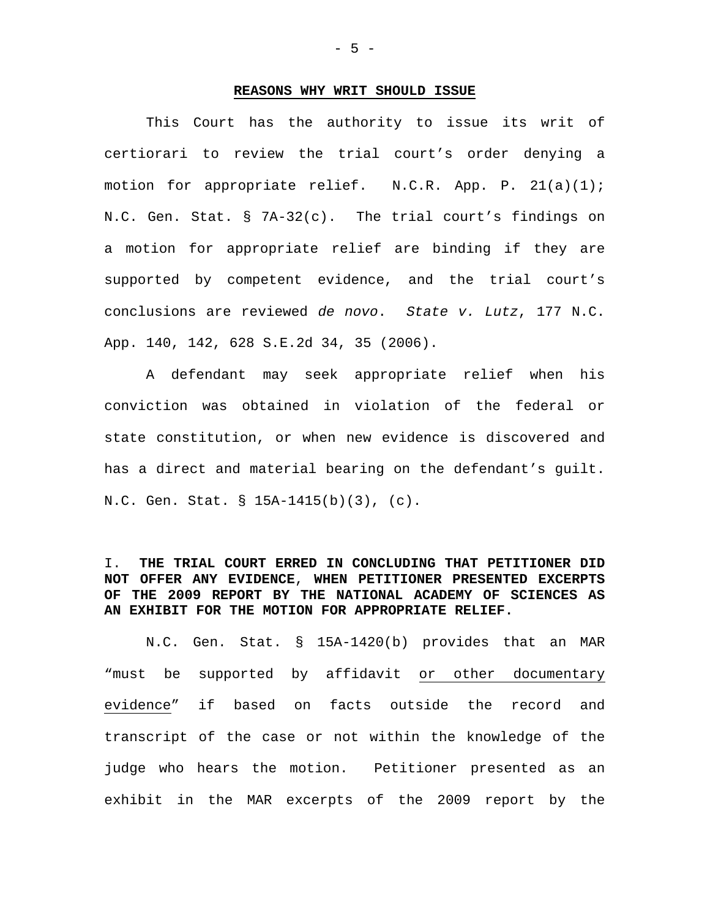## REASONS WHY WRIT SHOULD ISSUE

This Court has the authority to issue its writ of certiorari to review the trial court's order denying a motion for appropriate relief. N.C.R. App. P. 21(a)(1); N.C. Gen. Stat. § 7A-32(c). The trial court's findings on a motion for appropriate relief are binding if they are supported by competent evidence, and the trial court's conclusions are reviewed *de novo*. *State v. Lutz*, 177 N.C. App. 140, 142, 628 S.E.2d 34, 35 (2006).

A defendant may seek appropriate relief when his conviction was obtained in violation of the federal or state constitution, or when new evidence is discovered and has a direct and material bearing on the defendant's guilt. N.C. Gen. Stat. § 15A-1415(b)(3), (c).

### I. THE TRIAL COURT ERRED IN CONCLUDING THAT PETITIONER DID NOT OFFER ANY EVIDENCE, WHEN PETITIONER PRESENTED EXCERPTS OF THE 2009 REPORT BY THE NATIONAL ACADEMY OF SCIENCES AS AN EXHIBIT FOR THE MOTION FOR APPROPRIATE RELIEF.

N.C. Gen. Stat. § 15A-1420(b) provides that an MAR "must be supported by affidavit <u>or other documentary evidence</u>" if based on facts outside the record and transcript of the case or not within the knowledge of the judge who hears the motion. Petitioner presented as an exhibit in the MAR excerpts of the 2009 report by the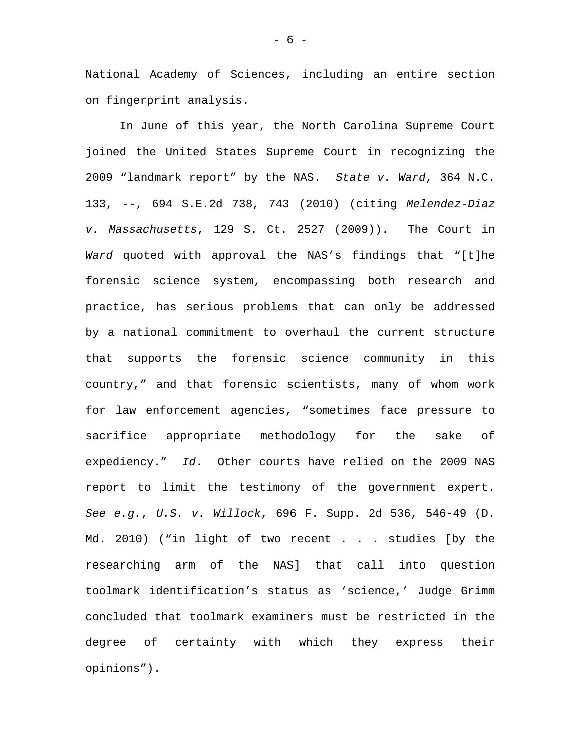National Academy of Sciences, including an entire section on fingerprint analysis.

In June of this year, the North Carolina Supreme Court joined the United States Supreme Court in recognizing the 2009 "landmark report" by the NAS. *State v. Ward*, 364 N.C. 133, --, 694 S.E.2d 738, 743 (2010) (citing *Melendez-Diaz v. Massachusetts*, 129 S. Ct. 2527 (2009)). The Court in *Ward* quoted with approval the NAS's findings that "[t]he forensic science system, encompassing both research and practice, has serious problems that can only be addressed by a national commitment to overhaul the current structure that supports the forensic science community in this country," and that forensic scientists, many of whom work for law enforcement agencies, "sometimes face pressure to sacrifice appropriate methodology for the sake of expediency." *Id*. Other courts have relied on the 2009 NAS report to limit the testimony of the government expert. *See e.g.*, *U.S. v. Willock*, 696 F. Supp. 2d 536, 546-49 (D. Md. 2010) ("in light of two recent . . . studies [by the researching arm of the NAS] that call into question toolmark identification's status as 'science,' Judge Grimm concluded that toolmark examiners must be restricted in the degree of certainty with which they express their opinions").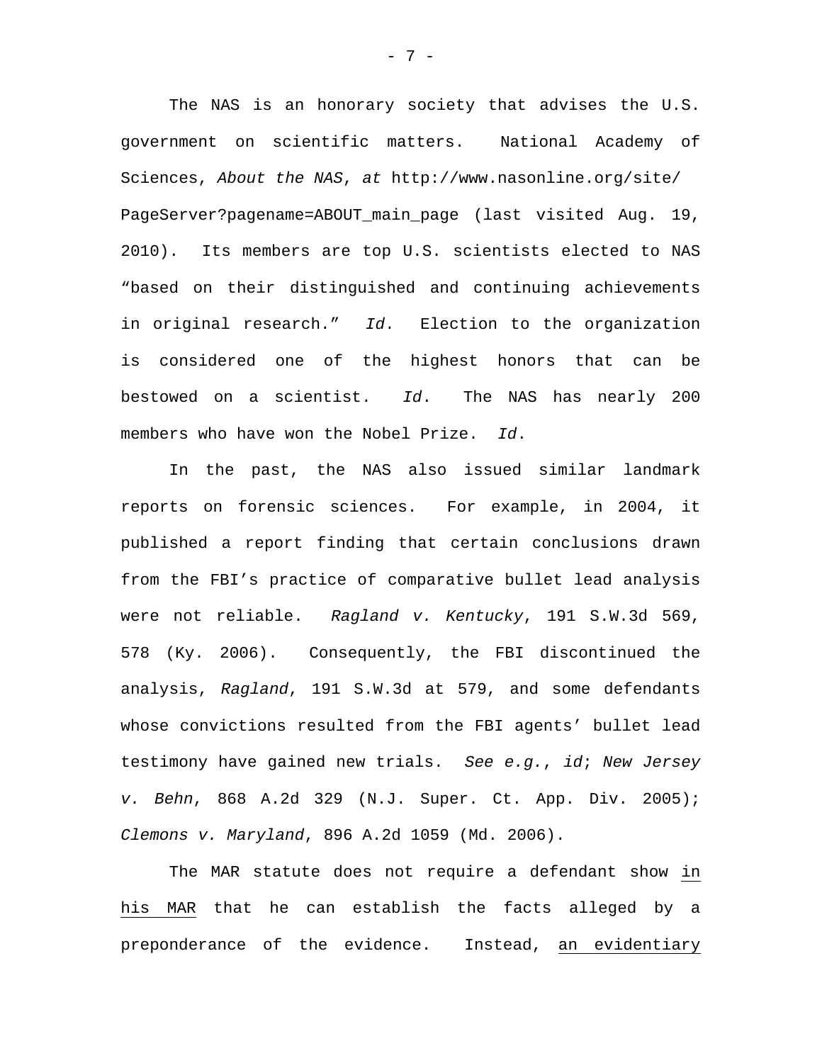The NAS is an honorary society that advises the U.S. government on scientific matters. National Academy of Sciences, *About the NAS*, *at* http://www.nasonline.org/site/ PageServer?pagename=ABOUT_main_page (last visited Aug. 19, 2010). Its members are top U.S. scientists elected to NAS "based on their distinguished and continuing achievements in original research." *Id*. Election to the organization is considered one of the highest honors that can be bestowed on a scientist. *Id*. The NAS has nearly 200 members who have won the Nobel Prize. *Id*.

In the past, the NAS also issued similar landmark reports on forensic sciences. For example, in 2004, it published a report finding that certain conclusions drawn from the FBI's practice of comparative bullet lead analysis were not reliable. *Ragland v. Kentucky*, 191 S.W.3d 569, 578 (Ky. 2006). Consequently, the FBI discontinued the analysis, *Ragland*, 191 S.W.3d at 579, and some defendants whose convictions resulted from the FBI agents' bullet lead testimony have gained new trials. *See e.g.*, *id*; *New Jersey v. Behn*, 868 A.2d 329 (N.J. Super. Ct. App. Div. 2005); *Clemons v. Maryland*, 896 A.2d 1059 (Md. 2006).

The MAR statute does not require a defendant show <u>in his MAR</u> that he can establish the facts alleged by a preponderance of the evidence. Instead, <u>an evidentiary</u>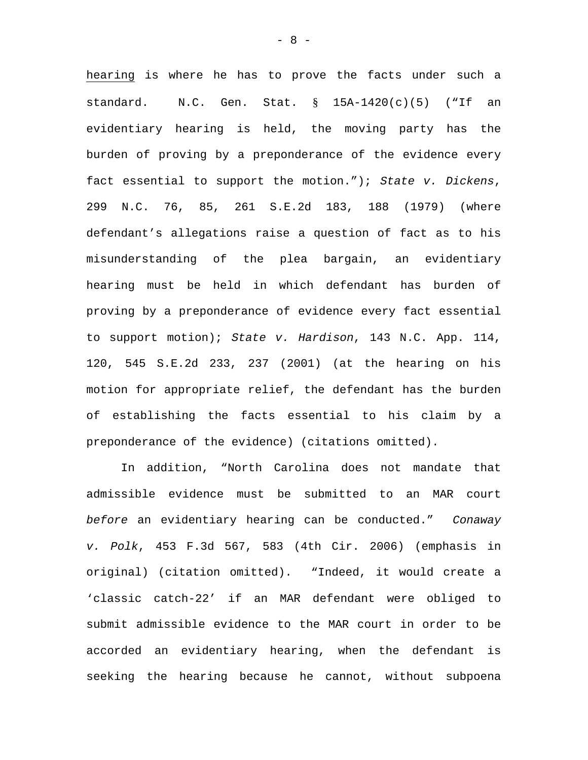hearing is where he has to prove the facts under such a standard. N.C. Gen. Stat. § 15A-1420(c)(5) ("If an evidentiary hearing is held, the moving party has the burden of proving by a preponderance of the evidence every fact essential to support the motion."); *State v. Dickens*, 299 N.C. 76, 85, 261 S.E.2d 183, 188 (1979) (where defendant's allegations raise a question of fact as to his misunderstanding of the plea bargain, an evidentiary hearing must be held in which defendant has burden of proving by a preponderance of evidence every fact essential to support motion); *State v. Hardison*, 143 N.C. App. 114, 120, 545 S.E.2d 233, 237 (2001) (at the hearing on his motion for appropriate relief, the defendant has the burden of establishing the facts essential to his claim by a preponderance of the evidence) (citations omitted).

In addition, "North Carolina does not mandate that admissible evidence must be submitted to an MAR court *before* an evidentiary hearing can be conducted." *Conaway v. Polk*, 453 F.3d 567, 583 (4th Cir. 2006) (emphasis in original) (citation omitted). "Indeed, it would create a 'classic catch-22' if an MAR defendant were obliged to submit admissible evidence to the MAR court in order to be accorded an evidentiary hearing, when the defendant is seeking the hearing because he cannot, without subpoena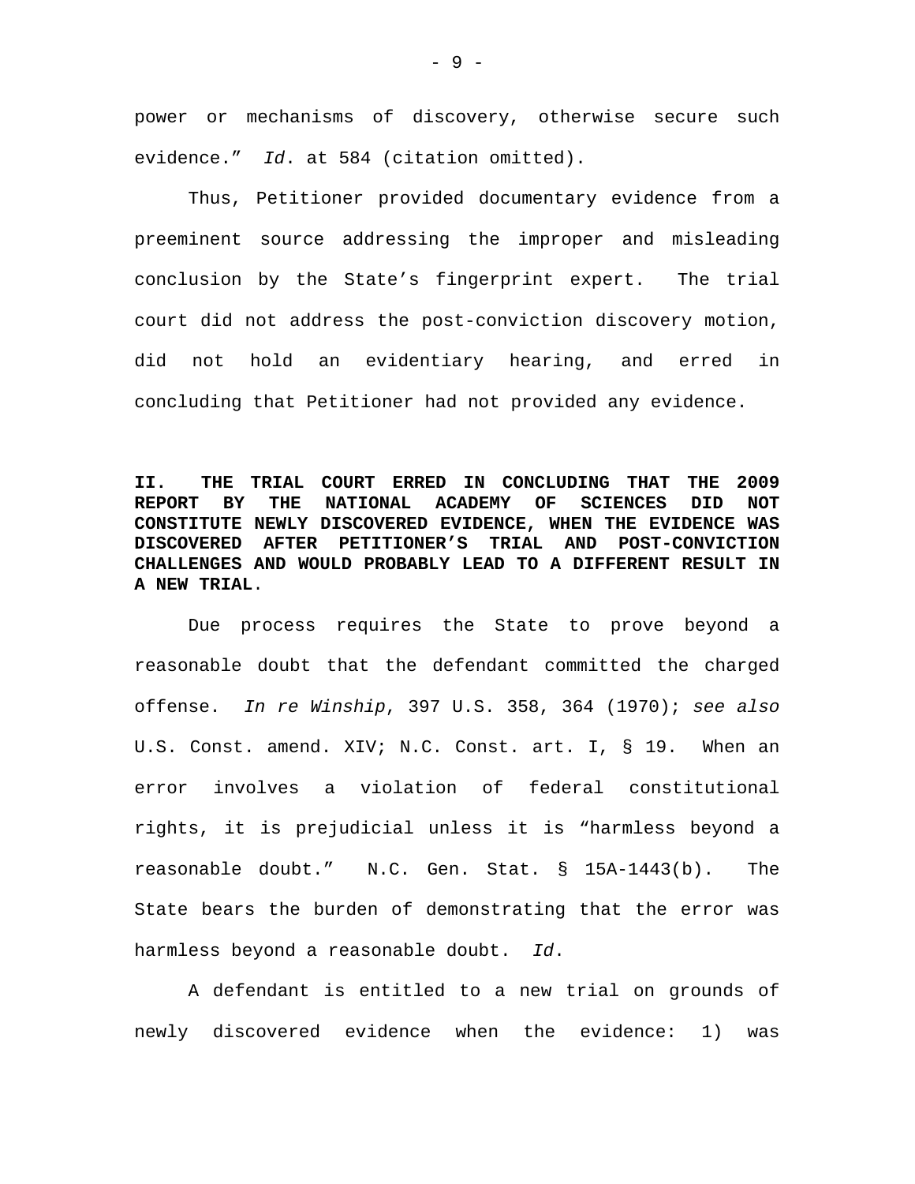power or mechanisms of discovery, otherwise secure such evidence." *Id*. at 584 (citation omitted).

Thus, Petitioner provided documentary evidence from a preeminent source addressing the improper and misleading conclusion by the State's fingerprint expert. The trial court did not address the post-conviction discovery motion, did not hold an evidentiary hearing, and erred in concluding that Petitioner had not provided any evidence.

**II. THE TRIAL COURT ERRED IN CONCLUDING THAT THE 2009 REPORT BY THE NATIONAL ACADEMY OF SCIENCES DID NOT CONSTITUTE NEWLY DISCOVERED EVIDENCE, WHEN THE EVIDENCE WAS DISCOVERED AFTER PETITIONER'S TRIAL AND POST-CONVICTION CHALLENGES AND WOULD PROBABLY LEAD TO A DIFFERENT RESULT IN A NEW TRIAL.**

Due process requires the State to prove beyond a reasonable doubt that the defendant committed the charged offense. *In re Winship*, 397 U.S. 358, 364 (1970); *see also* U.S. Const. amend. XIV; N.C. Const. art. I, § 19. When an error involves a violation of federal constitutional rights, it is prejudicial unless it is "harmless beyond a reasonable doubt." N.C. Gen. Stat. § 15A-1443(b). The State bears the burden of demonstrating that the error was harmless beyond a reasonable doubt. *Id*.

A defendant is entitled to a new trial on grounds of newly discovered evidence when the evidence: 1) was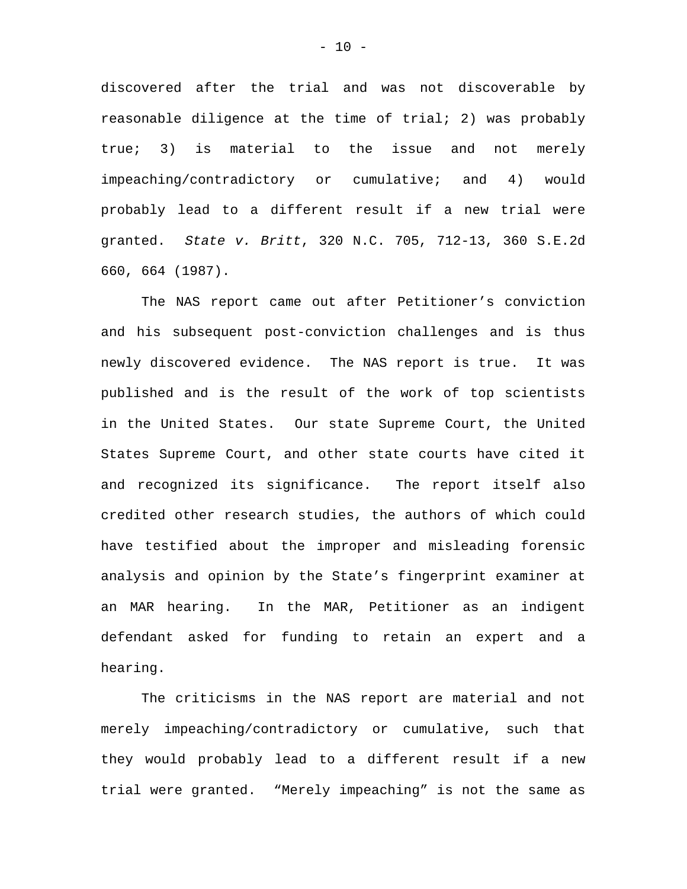discovered after the trial and was not discoverable by reasonable diligence at the time of trial; 2) was probably true; 3) is material to the issue and not merely impeaching/contradictory or cumulative; and 4) would probably lead to a different result if a new trial were granted. *State v. Britt*, 320 N.C. 705, 712-13, 360 S.E.2d 660, 664 (1987).

The NAS report came out after Petitioner's conviction and his subsequent post-conviction challenges and is thus newly discovered evidence. The NAS report is true. It was published and is the result of the work of top scientists in the United States. Our state Supreme Court, the United States Supreme Court, and other state courts have cited it and recognized its significance. The report itself also credited other research studies, the authors of which could have testified about the improper and misleading forensic analysis and opinion by the State's fingerprint examiner at an MAR hearing. In the MAR, Petitioner as an indigent defendant asked for funding to retain an expert and a hearing.

The criticisms in the NAS report are material and not merely impeaching/contradictory or cumulative, such that they would probably lead to a different result if a new trial were granted. "Merely impeaching" is not the same as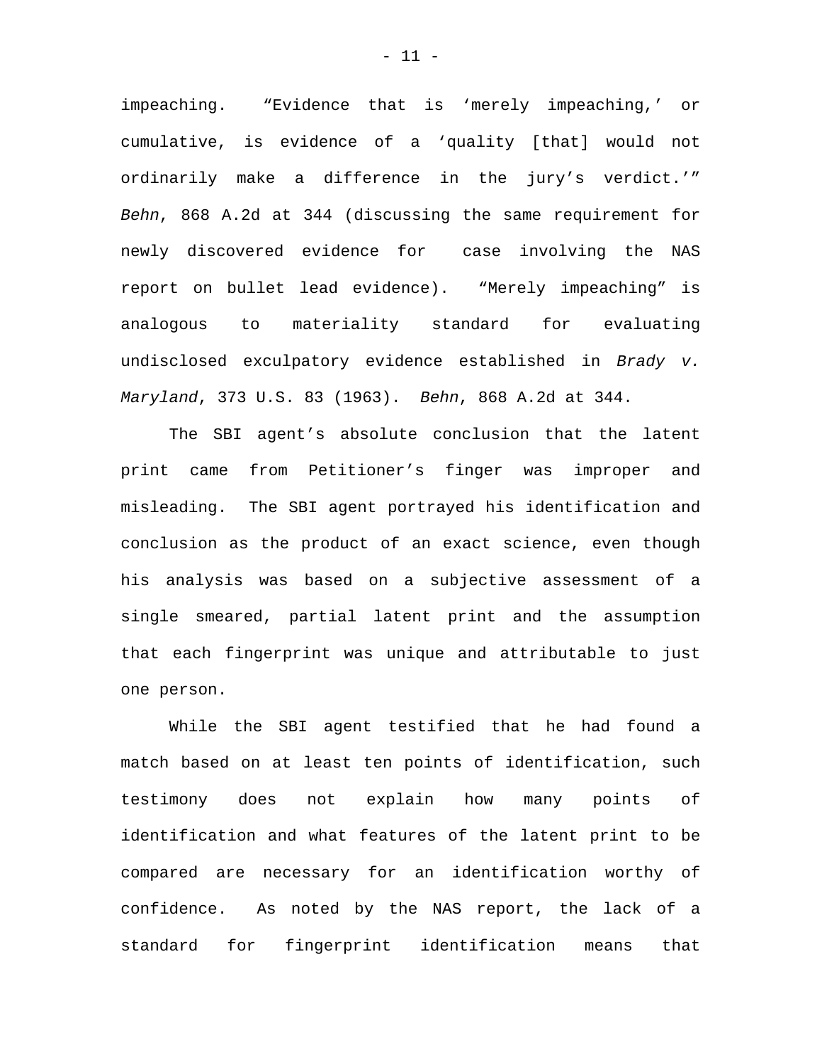impeaching. "Evidence that is 'merely impeaching,' or cumulative, is evidence of a 'quality [that] would not ordinarily make a difference in the jury's verdict.'" *Behn*, 868 A.2d at 344 (discussing the same requirement for newly discovered evidence for case involving the NAS report on bullet lead evidence). "Merely impeaching" is analogous to materiality standard for evaluating undisclosed exculpatory evidence established in *Brady v. Maryland*, 373 U.S. 83 (1963). *Behn*, 868 A.2d at 344.

The SBI agent's absolute conclusion that the latent print came from Petitioner's finger was improper and misleading. The SBI agent portrayed his identification and conclusion as the product of an exact science, even though his analysis was based on a subjective assessment of a single smeared, partial latent print and the assumption that each fingerprint was unique and attributable to just one person.

While the SBI agent testified that he had found a match based on at least ten points of identification, such testimony does not explain how many points of identification and what features of the latent print to be compared are necessary for an identification worthy of confidence. As noted by the NAS report, the lack of a standard for fingerprint identification means that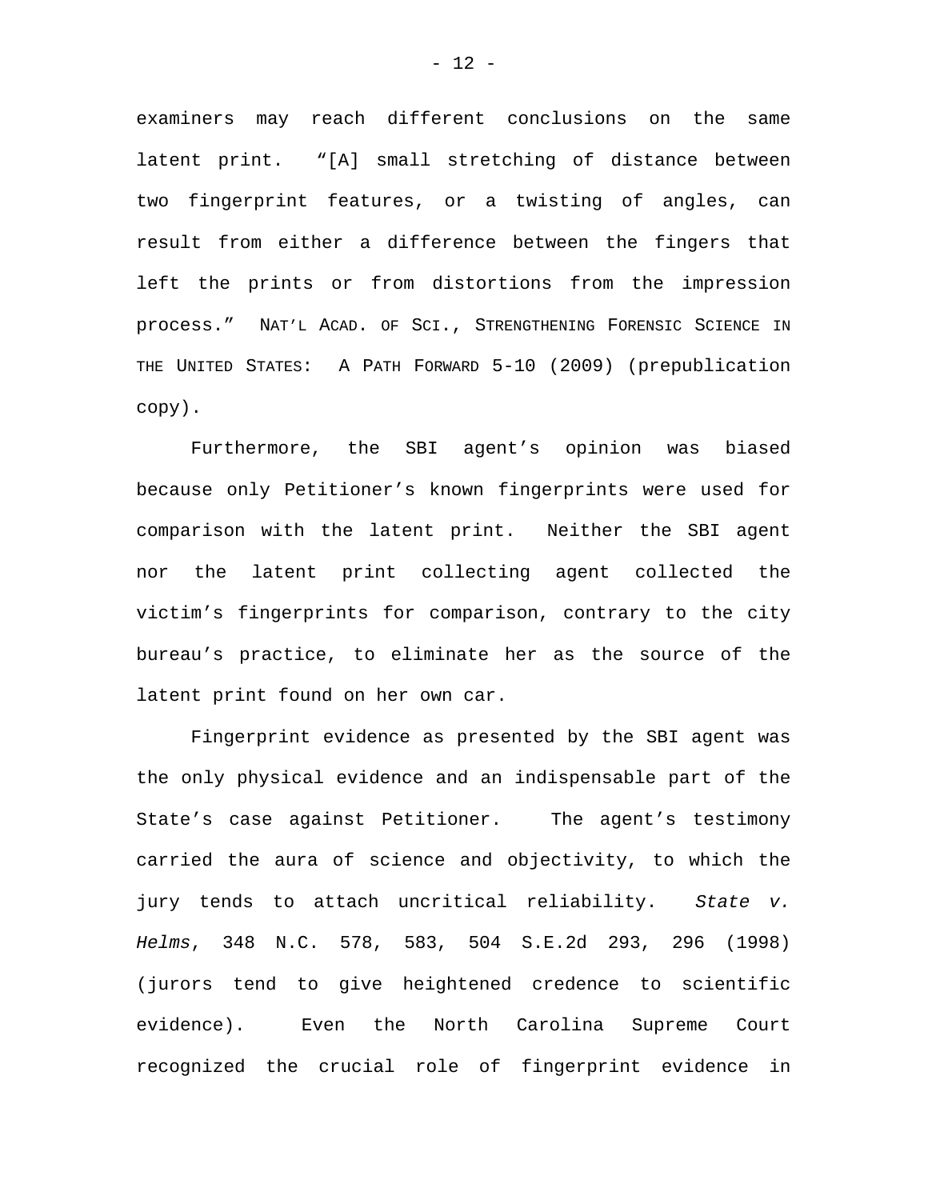examiners may reach different conclusions on the same latent print. "[A] small stretching of distance between two fingerprint features, or a twisting of angles, can result from either a difference between the fingers that left the prints or from distortions from the impression process." NAT'L ACAD. OF SCI., STRENGTHENING FORENSIC SCIENCE IN THE UNITED STATES: A PATH FORWARD 5-10 (2009) (prepublication copy).

Furthermore, the SBI agent's opinion was biased because only Petitioner's known fingerprints were used for comparison with the latent print. Neither the SBI agent nor the latent print collecting agent collected the victim's fingerprints for comparison, contrary to the city bureau's practice, to eliminate her as the source of the latent print found on her own car.

Fingerprint evidence as presented by the SBI agent was the only physical evidence and an indispensable part of the State's case against Petitioner. The agent's testimony carried the aura of science and objectivity, to which the jury tends to attach uncritical reliability. *State v. Helms*, 348 N.C. 578, 583, 504 S.E.2d 293, 296 (1998) (jurors tend to give heightened credence to scientific evidence). Even the North Carolina Supreme Court recognized the crucial role of fingerprint evidence in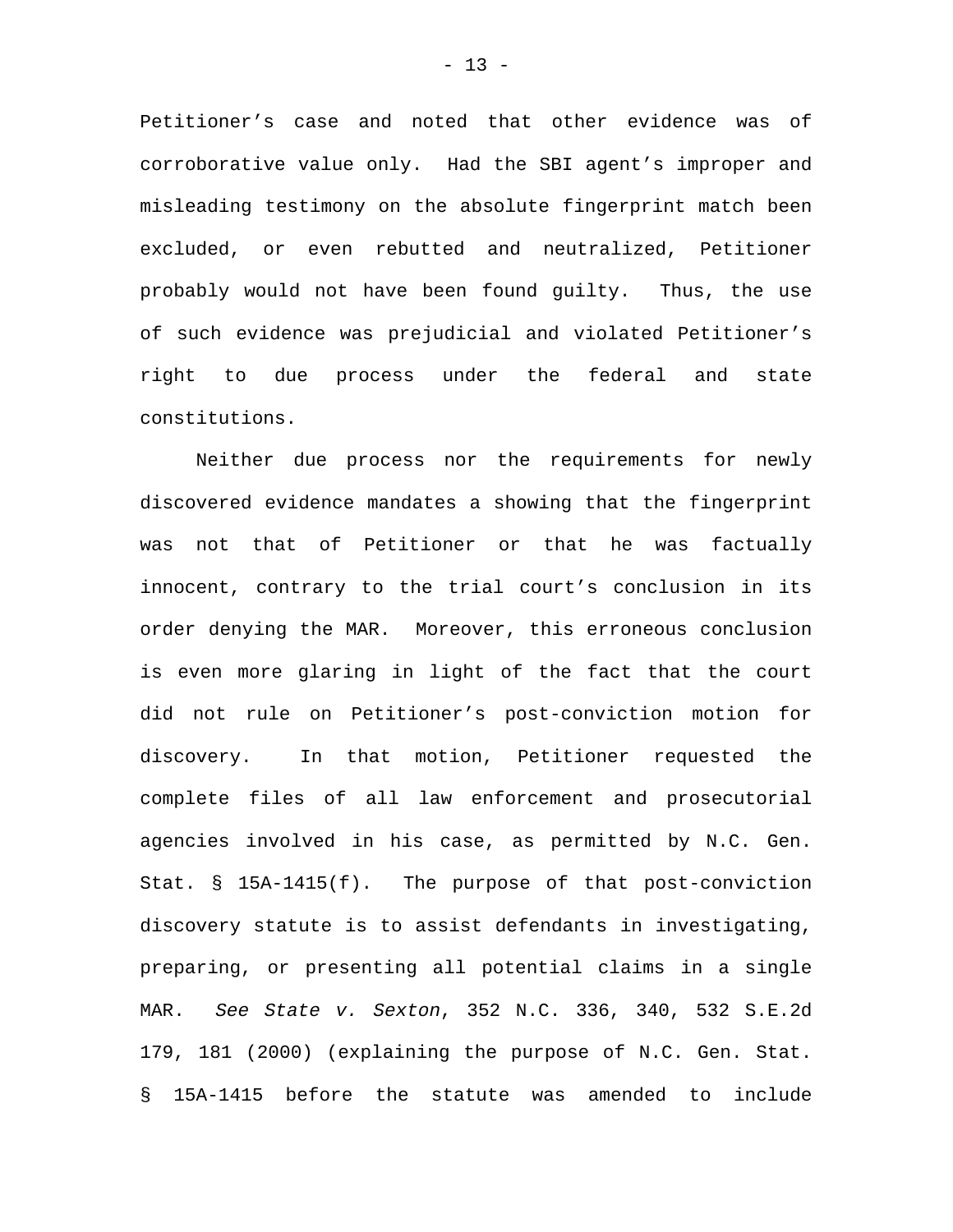Petitioner's case and noted that other evidence was of corroborative value only. Had the SBI agent's improper and misleading testimony on the absolute fingerprint match been excluded, or even rebutted and neutralized, Petitioner probably would not have been found guilty. Thus, the use of such evidence was prejudicial and violated Petitioner's right to due process under the federal and state constitutions.

Neither due process nor the requirements for newly discovered evidence mandates a showing that the fingerprint was not that of Petitioner or that he was factually innocent, contrary to the trial court's conclusion in its order denying the MAR. Moreover, this erroneous conclusion is even more glaring in light of the fact that the court did not rule on Petitioner's post-conviction motion for discovery. In that motion, Petitioner requested the complete files of all law enforcement and prosecutorial agencies involved in his case, as permitted by N.C. Gen. Stat. § 15A-1415(f). The purpose of that post-conviction discovery statute is to assist defendants in investigating, preparing, or presenting all potential claims in a single MAR. *See State v. Sexton*, 352 N.C. 336, 340, 532 S.E.2d 179, 181 (2000) (explaining the purpose of N.C. Gen. Stat. § 15A-1415 before the statute was amended to include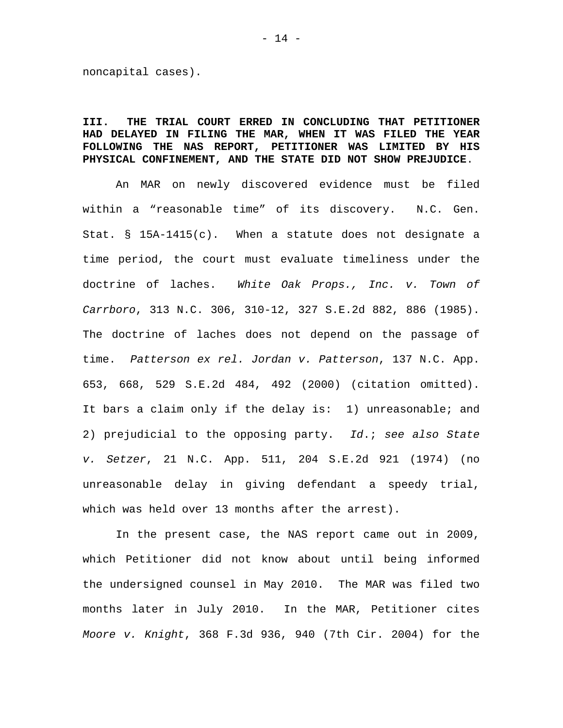noncapital cases).

**III. THE TRIAL COURT ERRED IN CONCLUDING THAT PETITIONER HAD DELAYED IN FILING THE MAR, WHEN IT WAS FILED THE YEAR FOLLOWING THE NAS REPORT, PETITIONER WAS LIMITED BY HIS PHYSICAL CONFINEMENT, AND THE STATE DID NOT SHOW PREJUDICE**.

An MAR on newly discovered evidence must be filed within a "reasonable time" of its discovery. N.C. Gen. Stat. § 15A-1415(c). When a statute does not designate a time period, the court must evaluate timeliness under the doctrine of laches. *White Oak Props., Inc. v. Town of Carrboro*, 313 N.C. 306, 310-12, 327 S.E.2d 882, 886 (1985). The doctrine of laches does not depend on the passage of time. *Patterson ex rel. Jordan v. Patterson*, 137 N.C. App. 653, 668, 529 S.E.2d 484, 492 (2000) (citation omitted). It bars a claim only if the delay is: 1) unreasonable; and 2) prejudicial to the opposing party. *Id.*; *see also State v. Setzer*, 21 N.C. App. 511, 204 S.E.2d 921 (1974) (no unreasonable delay in giving defendant a speedy trial, which was held over 13 months after the arrest).

In the present case, the NAS report came out in 2009, which Petitioner did not know about until being informed the undersigned counsel in May 2010. The MAR was filed two months later in July 2010. In the MAR, Petitioner cites *Moore v. Knight*, 368 F.3d 936, 940 (7th Cir. 2004) for the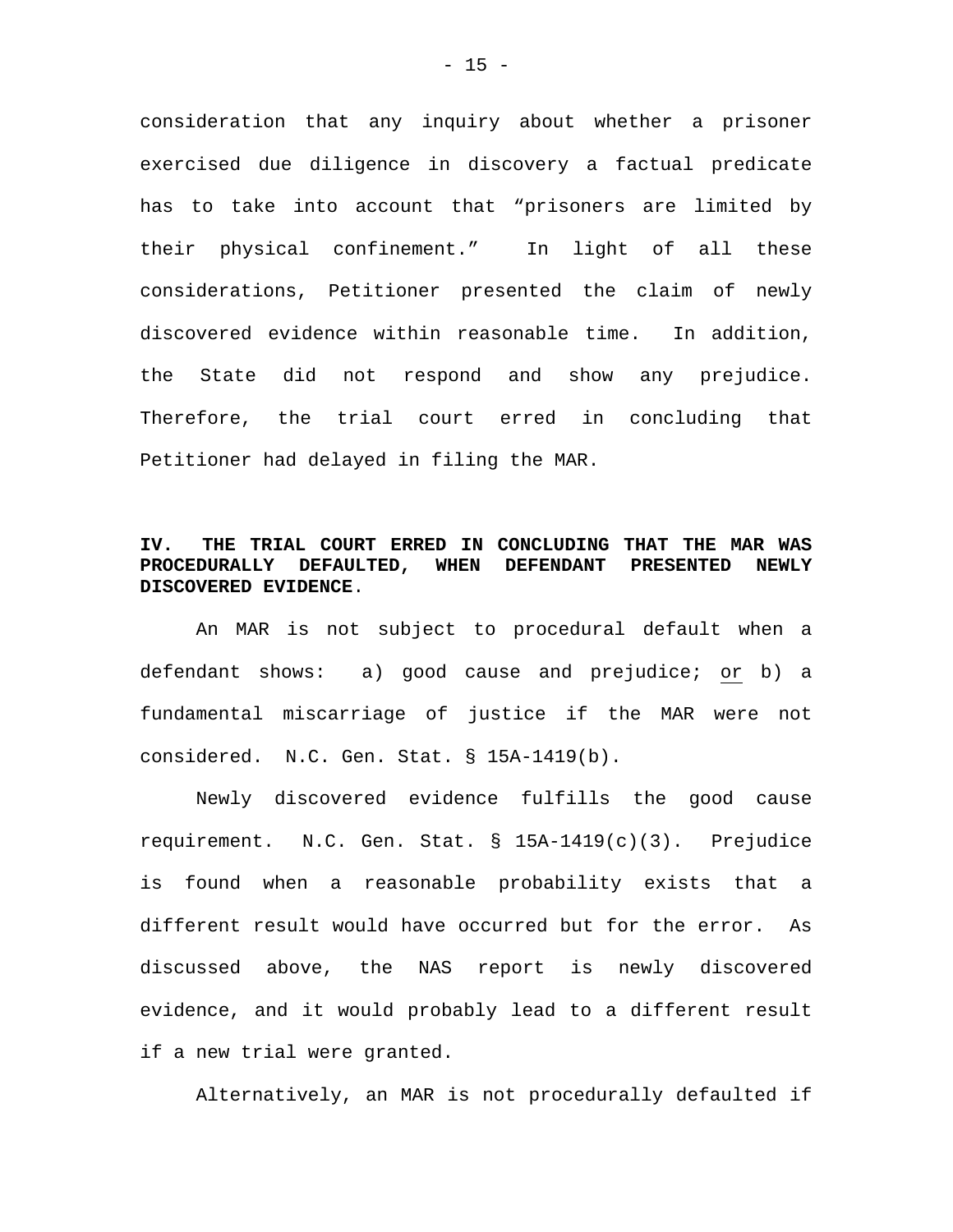consideration that any inquiry about whether a prisoner exercised due diligence in discovery a factual predicate has to take into account that "prisoners are limited by their physical confinement." In light of all these considerations, Petitioner presented the claim of newly discovered evidence within reasonable time. In addition, the State did not respond and show any prejudice. Therefore, the trial court erred in concluding that Petitioner had delayed in filing the MAR.

**IV. THE TRIAL COURT ERRED IN CONCLUDING THAT THE MAR WAS PROCEDURALLY DEFAULTED, WHEN DEFENDANT PRESENTED NEWLY DISCOVERED EVIDENCE.**

An MAR is not subject to procedural default when a defendant shows: a) good cause and prejudice; <u>or</u> b) a fundamental miscarriage of justice if the MAR were not considered. N.C. Gen. Stat. § 15A-1419(b).

Newly discovered evidence fulfills the good cause requirement. N.C. Gen. Stat. § 15A-1419(c)(3). Prejudice is found when a reasonable probability exists that a different result would have occurred but for the error. As discussed above, the NAS report is newly discovered evidence, and it would probably lead to a different result if a new trial were granted.

Alternatively, an MAR is not procedurally defaulted if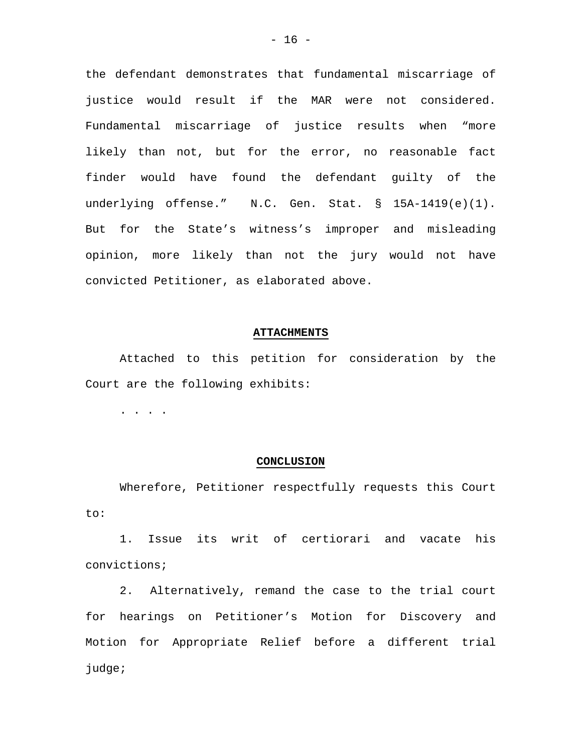the defendant demonstrates that fundamental miscarriage of justice would result if the MAR were not considered. Fundamental miscarriage of justice results when "more likely than not, but for the error, no reasonable fact finder would have found the defendant guilty of the underlying offense." N.C. Gen. Stat. § 15A-1419(e)(1). But for the State's witness's improper and misleading opinion, more likely than not the jury would not have convicted Petitioner, as elaborated above.

## ATTACHMENTS

Attached to this petition for consideration by the Court are the following exhibits:

. . . .

## CONCLUSION

Wherefore, Petitioner respectfully requests this Court to:

1. Issue its writ of certiorari and vacate his convictions;

2. Alternatively, remand the case to the trial court for hearings on Petitioner's Motion for Discovery and Motion for Appropriate Relief before a different trial judge;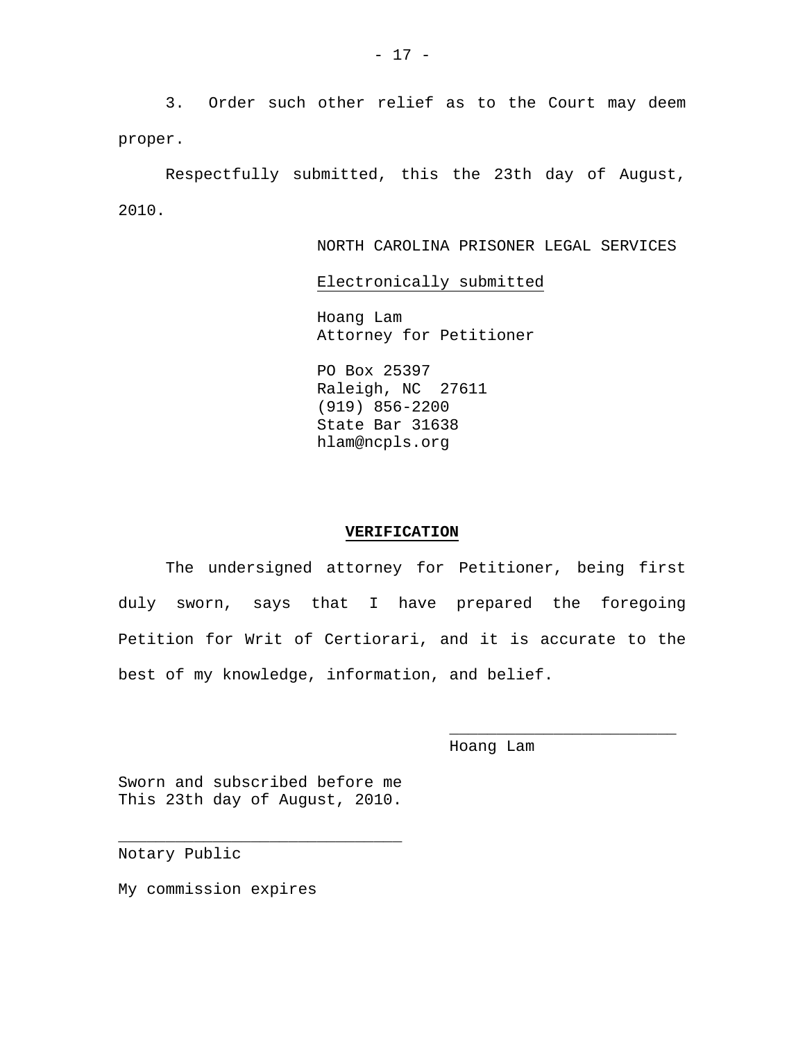3. Order such other relief as to the Court may deem proper.

Respectfully submitted, this the 23th day of August, 2010.

NORTH CAROLINA PRISONER LEGAL SERVICES

Electronically submitted

Hoang Lam
Attorney for Petitioner

PO Box 25397
Raleigh, NC 27611
(919) 856-2200
State Bar 31638
hlam@ncpls.org

**VERIFICATION**

The undersigned attorney for Petitioner, being first duly sworn, says that I have prepared the foregoing Petition for Writ of Certiorari, and it is accurate to the best of my knowledge, information, and belief.

______________________
Hoang Lam

Sworn and subscribed before me
This 23th day of August, 2010.

______________________________
Notary Public

My commission expires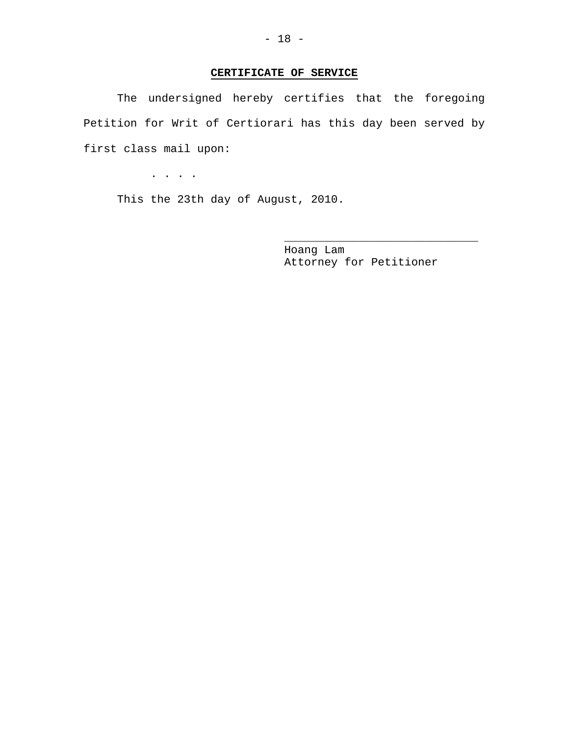**CERTIFICATE OF SERVICE**

The undersigned hereby certifies that the foregoing Petition for Writ of Certiorari has this day been served by first class mail upon:

. . . .

This the 23th day of August, 2010.

\_\_\_\_\_\_\_\_\_\_\_\_\_\_\_\_\_\_\_\_\_\_\_\_\_\_\_\_\_\_

Hoang Lam
Attorney for Petitioner